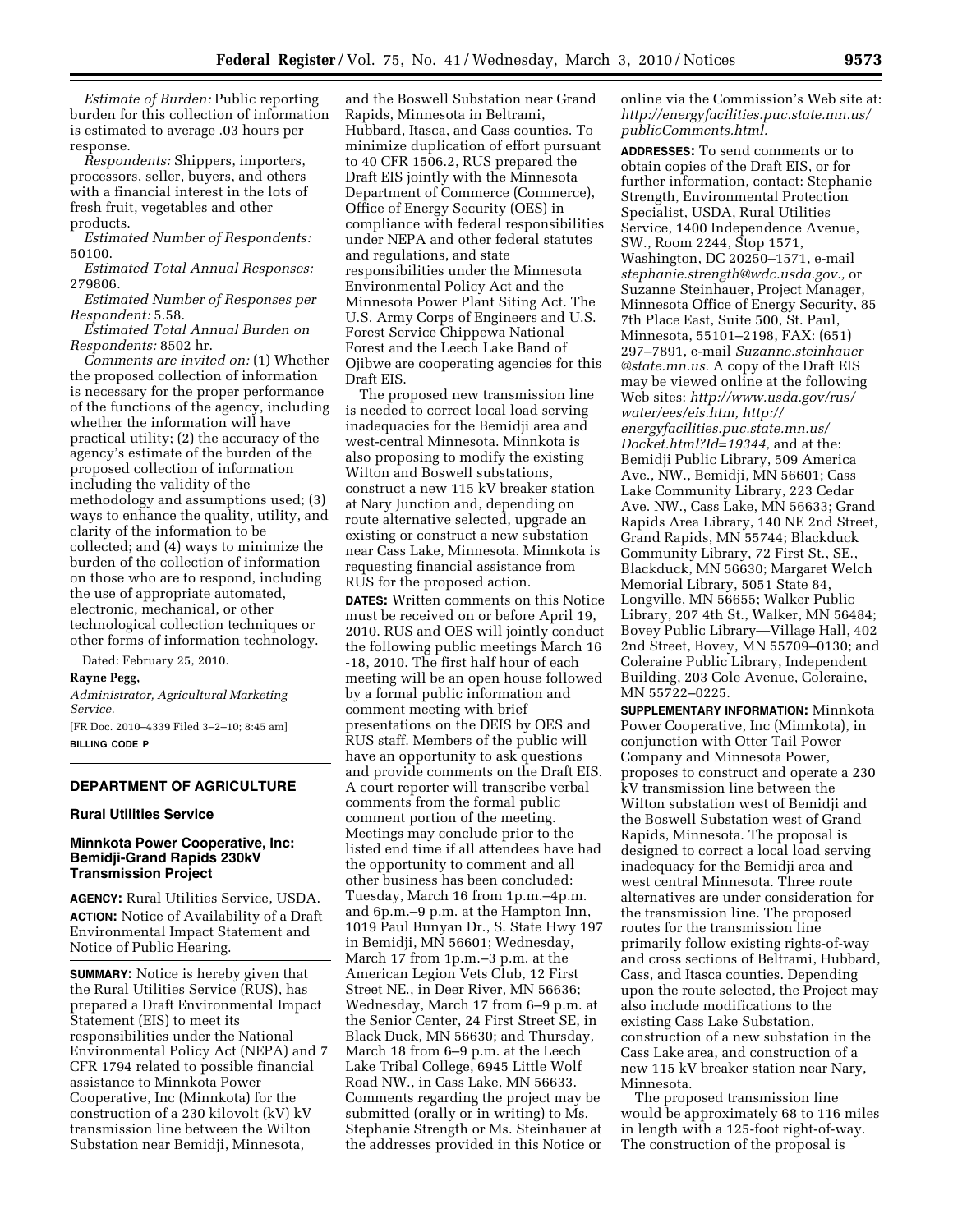*Estimate of Burden:* Public reporting burden for this collection of information is estimated to average .03 hours per response.

*Respondents:* Shippers, importers, processors, seller, buyers, and others with a financial interest in the lots of fresh fruit, vegetables and other products.

*Estimated Number of Respondents:* 50100.

*Estimated Total Annual Responses:* 279806.

*Estimated Number of Responses per Respondent:* 5.58.

*Estimated Total Annual Burden on Respondents:* 8502 hr.

*Comments are invited on:* (1) Whether the proposed collection of information is necessary for the proper performance of the functions of the agency, including whether the information will have practical utility; (2) the accuracy of the agency's estimate of the burden of the proposed collection of information including the validity of the methodology and assumptions used; (3) ways to enhance the quality, utility, and clarity of the information to be collected; and (4) ways to minimize the burden of the collection of information on those who are to respond, including the use of appropriate automated, electronic, mechanical, or other technological collection techniques or other forms of information technology.

Dated: February 25, 2010.

**Rayne Pegg,**

*Administrator, Agricultural Marketing Service.*

[FR Doc. 2010–4339 Filed 3–2–10; 8:45 am]

**BILLING CODE P**

## DEPARTMENT OF AGRICULTURE

### Rural Utilities Service

### Minnkota Power Cooperative, Inc: Bemidji-Grand Rapids 230kV Transmission Project

**AGENCY:** Rural Utilities Service, USDA.

**ACTION:** Notice of Availability of a Draft Environmental Impact Statement and Notice of Public Hearing.

**SUMMARY:** Notice is hereby given that the Rural Utilities Service (RUS), has prepared a Draft Environmental Impact Statement (EIS) to meet its responsibilities under the National Environmental Policy Act (NEPA) and 7 CFR 1794 related to possible financial assistance to Minnkota Power Cooperative, Inc (Minnkota) for the construction of a 230 kilovolt (kV) kV transmission line between the Wilton Substation near Bemidji, Minnesota, and the Boswell Substation near Grand Rapids, Minnesota in Beltrami, Hubbard, Itasca, and Cass counties. To minimize duplication of effort pursuant to 40 CFR 1506.2, RUS prepared the Draft EIS jointly with the Minnesota Department of Commerce (Commerce), Office of Energy Security (OES) in compliance with federal responsibilities under NEPA and other federal statutes and regulations, and state responsibilities under the Minnesota Environmental Policy Act and the Minnesota Power Plant Siting Act. The U.S. Army Corps of Engineers and U.S. Forest Service Chippewa National Forest and the Leech Lake Band of Ojibwe are cooperating agencies for this Draft EIS.

The proposed new transmission line is needed to correct local load serving inadequacies for the Bemidji area and west-central Minnesota. Minnkota is also proposing to modify the existing Wilton and Boswell substations, construct a new 115 kV breaker station at Nary Junction and, depending on route alternative selected, upgrade an existing or construct a new substation near Cass Lake, Minnesota. Minnkota is requesting financial assistance from RUS for the proposed action.

**DATES:** Written comments on this Notice must be received on or before April 19, 2010. RUS and OES will jointly conduct the following public meetings March 16 -18, 2010. The first half hour of each meeting will be an open house followed by a formal public information and comment meeting with brief presentations on the DEIS by OES and RUS staff. Members of the public will have an opportunity to ask questions and provide comments on the Draft EIS. A court reporter will transcribe verbal comments from the formal public comment portion of the meeting. Meetings may conclude prior to the listed end time if all attendees have had the opportunity to comment and all other business has been concluded: Tuesday, March 16 from 1p.m.–4p.m. and 6p.m.–9 p.m. at the Hampton Inn, 1019 Paul Bunyan Dr., S. State Hwy 197 in Bemidji, MN 56601; Wednesday, March 17 from 1p.m.–3 p.m. at the American Legion Vets Club, 12 First Street NE., in Deer River, MN 56636; Wednesday, March 17 from 6–9 p.m. at the Senior Center, 24 First Street SE, in Black Duck, MN 56630; and Thursday, March 18 from 6–9 p.m. at the Leech Lake Tribal College, 6945 Little Wolf Road NW., in Cass Lake, MN 56633. Comments regarding the project may be submitted (orally or in writing) to Ms. Stephanie Strength or Ms. Steinhauer at the addresses provided in this Notice or online via the Commission's Web site at: *http://energyfacilities.puc.state.mn.us/publicComments.html.*

**ADDRESSES:** To send comments or to obtain copies of the Draft EIS, or for further information, contact: Stephanie Strength, Environmental Protection Specialist, USDA, Rural Utilities Service, 1400 Independence Avenue, SW., Room 2244, Stop 1571, Washington, DC 20250–1571, e-mail *stephanie.strength@wdc.usda.gov.,* or Suzanne Steinhauer, Project Manager, Minnesota Office of Energy Security, 85 7th Place East, Suite 500, St. Paul, Minnesota, 55101–2198, FAX: (651) 297–7891, e-mail *Suzanne.steinhauer@state.mn.us.* A copy of the Draft EIS may be viewed online at the following Web sites: *http://www.usda.gov/rus/water/ees/eis.htm, http://energyfacilities.puc.state.mn.us/Docket.html?Id=19344,* and at the: Bemidji Public Library, 509 America Ave., NW., Bemidji, MN 56601; Cass Lake Community Library, 223 Cedar Ave. NW., Cass Lake, MN 56633; Grand Rapids Area Library, 140 NE 2nd Street, Grand Rapids, MN 55744; Blackduck Community Library, 72 First St., SE., Blackduck, MN 56630; Margaret Welch Memorial Library, 5051 State 84, Longville, MN 56655; Walker Public Library, 207 4th St., Walker, MN 56484; Bovey Public Library—Village Hall, 402 2nd Street, Bovey, MN 55709–0130; and Coleraine Public Library, Independent Building, 203 Cole Avenue, Coleraine, MN 55722–0225.

**SUPPLEMENTARY INFORMATION:** Minnkota Power Cooperative, Inc (Minnkota), in conjunction with Otter Tail Power Company and Minnesota Power, proposes to construct and operate a 230 kV transmission line between the Wilton substation west of Bemidji and the Boswell Substation west of Grand Rapids, Minnesota. The proposal is designed to correct a local load serving inadequacy for the Bemidji area and west central Minnesota. Three route alternatives are under consideration for the transmission line. The proposed routes for the transmission line primarily follow existing rights-of-way and cross sections of Beltrami, Hubbard, Cass, and Itasca counties. Depending upon the route selected, the Project may also include modifications to the existing Cass Lake Substation, construction of a new substation in the Cass Lake area, and construction of a new 115 kV breaker station near Nary, Minnesota.

The proposed transmission line would be approximately 68 to 116 miles in length with a 125-foot right-of-way. The construction of the proposal is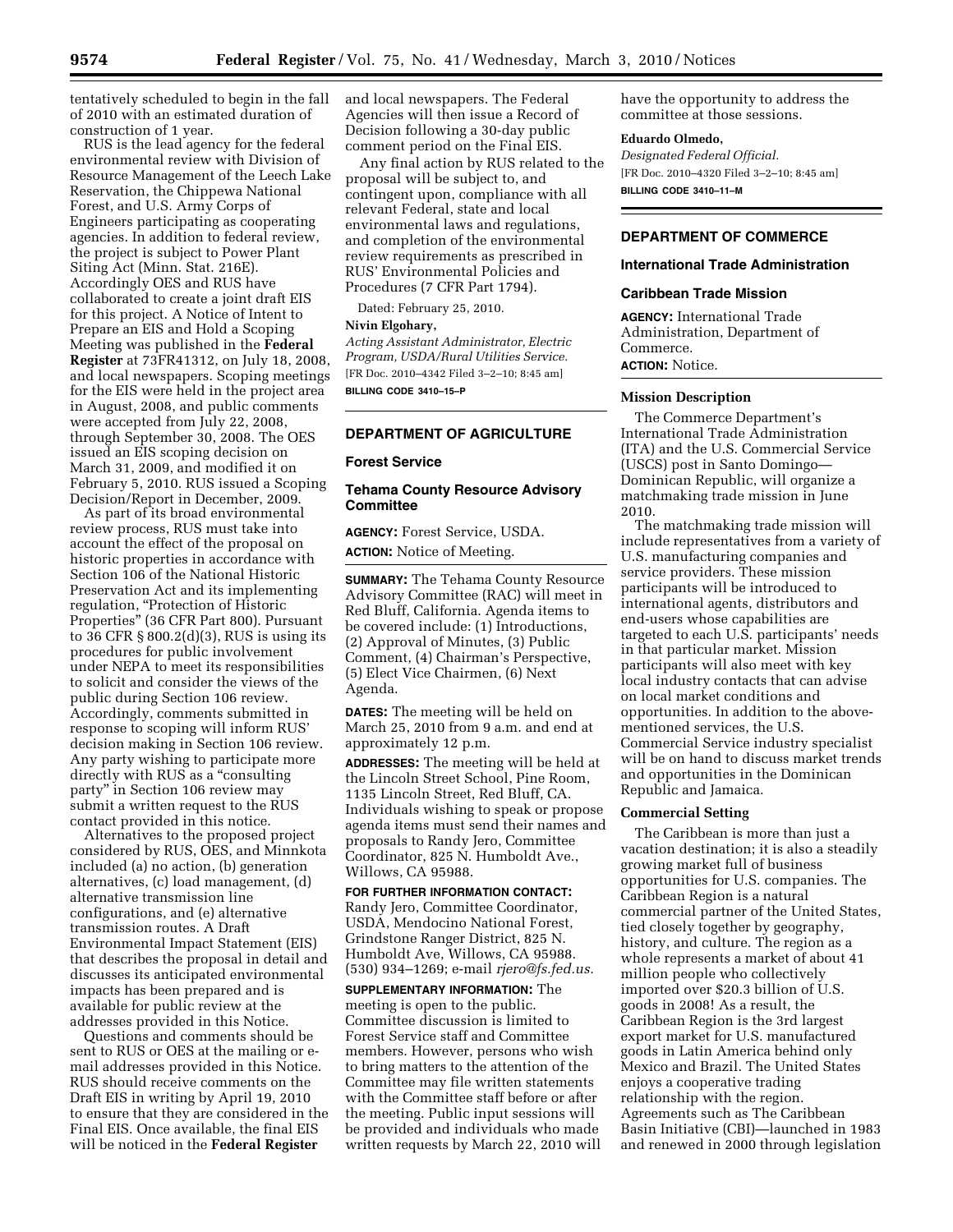tentatively scheduled to begin in the fall of 2010 with an estimated duration of construction of 1 year.

RUS is the lead agency for the federal environmental review with Division of Resource Management of the Leech Lake Reservation, the Chippewa National Forest, and U.S. Army Corps of Engineers participating as cooperating agencies. In addition to federal review, the project is subject to Power Plant Siting Act (Minn. Stat. 216E). Accordingly OES and RUS have collaborated to create a joint draft EIS for this project. A Notice of Intent to Prepare an EIS and Hold a Scoping Meeting was published in the **Federal Register** at 73FR41312, on July 18, 2008, and local newspapers. Scoping meetings for the EIS were held in the project area in August, 2008, and public comments were accepted from July 22, 2008, through September 30, 2008. The OES issued an EIS scoping decision on March 31, 2009, and modified it on February 5, 2010. RUS issued a Scoping Decision/Report in December, 2009.

As part of its broad environmental review process, RUS must take into account the effect of the proposal on historic properties in accordance with Section 106 of the National Historic Preservation Act and its implementing regulation, "Protection of Historic Properties" (36 CFR Part 800). Pursuant to 36 CFR § 800.2(d)(3), RUS is using its procedures for public involvement under NEPA to meet its responsibilities to solicit and consider the views of the public during Section 106 review. Accordingly, comments submitted in response to scoping will inform RUS' decision making in Section 106 review. Any party wishing to participate more directly with RUS as a "consulting party" in Section 106 review may submit a written request to the RUS contact provided in this notice.

Alternatives to the proposed project considered by RUS, OES, and Minnkota included (a) no action, (b) generation alternatives, (c) load management, (d) alternative transmission line configurations, and (e) alternative transmission routes. A Draft Environmental Impact Statement (EIS) that describes the proposal in detail and discusses its anticipated environmental impacts has been prepared and is available for public review at the addresses provided in this Notice.

Questions and comments should be sent to RUS or OES at the mailing or e-mail addresses provided in this Notice. RUS should receive comments on the Draft EIS in writing by April 19, 2010 to ensure that they are considered in the Final EIS. Once available, the final EIS will be noticed in the **Federal Register** and local newspapers. The Federal Agencies will then issue a Record of Decision following a 30-day public comment period on the Final EIS.

Any final action by RUS related to the proposal will be subject to, and contingent upon, compliance with all relevant Federal, state and local environmental laws and regulations, and completion of the environmental review requirements as prescribed in RUS' Environmental Policies and Procedures (7 CFR Part 1794).

Dated: February 25, 2010.

**Nivin Elgohary,**

*Acting Assistant Administrator, Electric Program, USDA/Rural Utilities Service.*

[FR Doc. 2010–4342 Filed 3–2–10; 8:45 am]

**BILLING CODE 3410–15–P**

## DEPARTMENT OF AGRICULTURE

### Forest Service

### Tehama County Resource Advisory Committee

**AGENCY:** Forest Service, USDA.

**ACTION:** Notice of Meeting.

**SUMMARY:** The Tehama County Resource Advisory Committee (RAC) will meet in Red Bluff, California. Agenda items to be covered include: (1) Introductions, (2) Approval of Minutes, (3) Public Comment, (4) Chairman's Perspective, (5) Elect Vice Chairmen, (6) Next Agenda.

**DATES:** The meeting will be held on March 25, 2010 from 9 a.m. and end at approximately 12 p.m.

**ADDRESSES:** The meeting will be held at the Lincoln Street School, Pine Room, 1135 Lincoln Street, Red Bluff, CA. Individuals wishing to speak or propose agenda items must send their names and proposals to Randy Jero, Committee Coordinator, 825 N. Humboldt Ave., Willows, CA 95988.

**FOR FURTHER INFORMATION CONTACT:** Randy Jero, Committee Coordinator, USDA, Mendocino National Forest, Grindstone Ranger District, 825 N. Humboldt Ave, Willows, CA 95988. (530) 934–1269; e-mail *rjero@fs.fed.us.*

**SUPPLEMENTARY INFORMATION:** The meeting is open to the public. Committee discussion is limited to Forest Service staff and Committee members. However, persons who wish to bring matters to the attention of the Committee may file written statements with the Committee staff before or after the meeting. Public input sessions will be provided and individuals who made written requests by March 22, 2010 will have the opportunity to address the committee at those sessions.

**Eduardo Olmedo,**

*Designated Federal Official.*

[FR Doc. 2010–4320 Filed 3–2–10; 8:45 am]

**BILLING CODE 3410–11–M**

## DEPARTMENT OF COMMERCE

### International Trade Administration

### Caribbean Trade Mission

**AGENCY:** International Trade Administration, Department of Commerce.

**ACTION:** Notice.

#### Mission Description

The Commerce Department's International Trade Administration (ITA) and the U.S. Commercial Service (USCS) post in Santo Domingo—Dominican Republic, will organize a matchmaking trade mission in June 2010.

The matchmaking trade mission will include representatives from a variety of U.S. manufacturing companies and service providers. These mission participants will be introduced to international agents, distributors and end-users whose capabilities are targeted to each U.S. participants' needs in that particular market. Mission participants will also meet with key local industry contacts that can advise on local market conditions and opportunities. In addition to the above-mentioned services, the U.S. Commercial Service industry specialist will be on hand to discuss market trends and opportunities in the Dominican Republic and Jamaica.

#### Commercial Setting

The Caribbean is more than just a vacation destination; it is also a steadily growing market full of business opportunities for U.S. companies. The Caribbean Region is a natural commercial partner of the United States, tied closely together by geography, history, and culture. The region as a whole represents a market of about 41 million people who collectively imported over $20.3 billion of U.S. goods in 2008! As a result, the Caribbean Region is the 3rd largest export market for U.S. manufactured goods in Latin America behind only Mexico and Brazil. The United States enjoys a cooperative trading relationship with the region. Agreements such as The Caribbean Basin Initiative (CBI)—launched in 1983 and renewed in 2000 through legislation